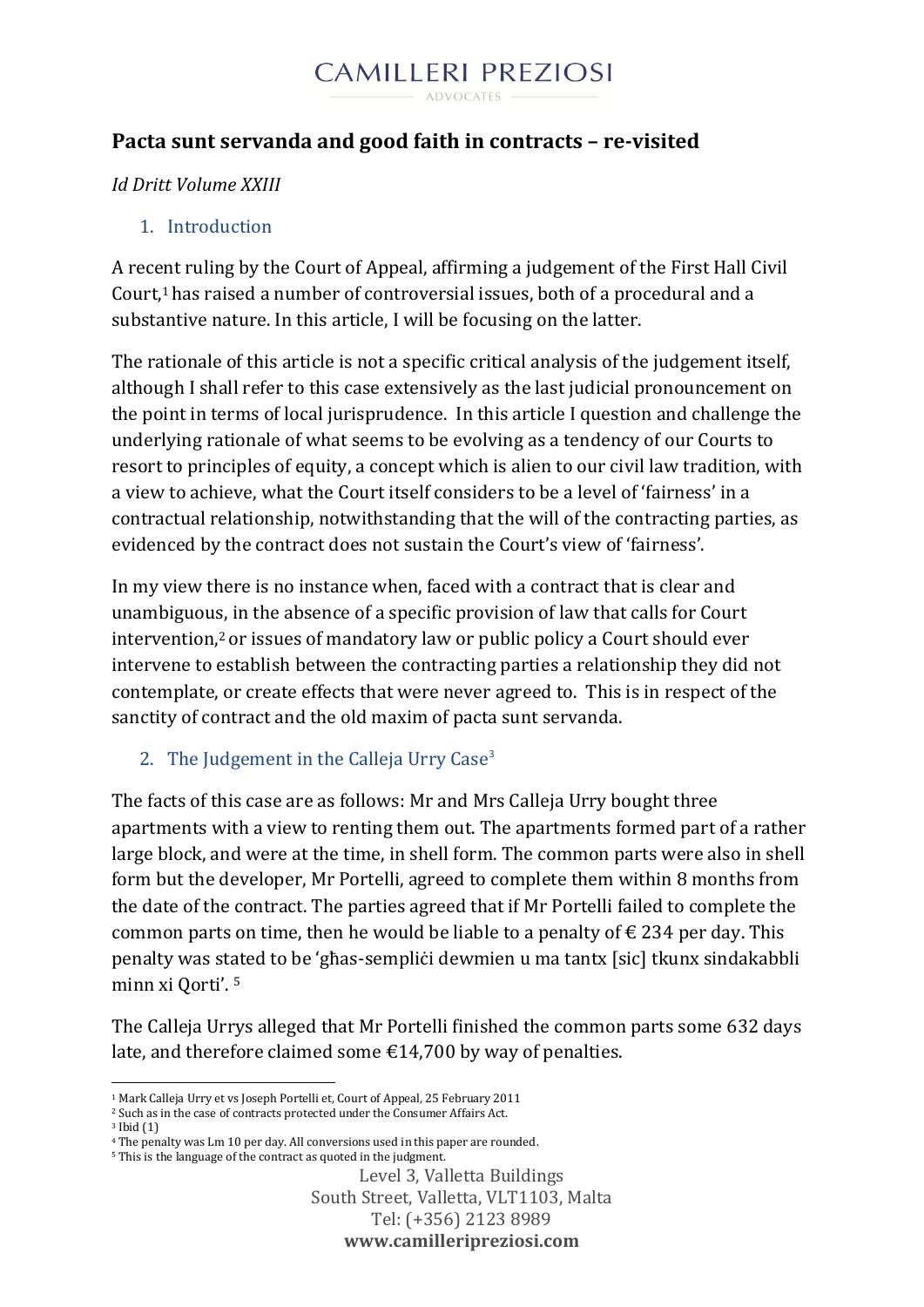# Pacta sunt servanda and good faith in contracts – re-visited

*Id Dritt Volume XXIII*

## 1. Introduction

A recent ruling by the Court of Appeal, affirming a judgement of the First Hall Civil Court,[1] has raised a number of controversial issues, both of a procedural and a substantive nature. In this article, I will be focusing on the latter.

The rationale of this article is not a specific critical analysis of the judgement itself, although I shall refer to this case extensively as the last judicial pronouncement on the point in terms of local jurisprudence. In this article I question and challenge the underlying rationale of what seems to be evolving as a tendency of our Courts to resort to principles of equity, a concept which is alien to our civil law tradition, with a view to achieve, what the Court itself considers to be a level of 'fairness' in a contractual relationship, notwithstanding that the will of the contracting parties, as evidenced by the contract does not sustain the Court's view of 'fairness'.

In my view there is no instance when, faced with a contract that is clear and unambiguous, in the absence of a specific provision of law that calls for Court intervention,[2] or issues of mandatory law or public policy a Court should ever intervene to establish between the contracting parties a relationship they did not contemplate, or create effects that were never agreed to. This is in respect of the sanctity of contract and the old maxim of pacta sunt servanda.

## 2. The Judgement in the Calleja Urry Case[3]

The facts of this case are as follows: Mr and Mrs Calleja Urry bought three apartments with a view to renting them out. The apartments formed part of a rather large block, and were at the time, in shell form. The common parts were also in shell form but the developer, Mr Portelli, agreed to complete them within 8 months from the date of the contract. The parties agreed that if Mr Portelli failed to complete the common parts on time, then he would be liable to a penalty of € 234 per day. This penalty was stated to be 'għas-sempliċi dewmien u ma tantx [sic] tkunx sindakabbli minn xi Qorti'. [5]

The Calleja Urrys alleged that Mr Portelli finished the common parts some 632 days late, and therefore claimed some €14,700 by way of penalties.

---

[1] Mark Calleja Urry et vs Joseph Portelli et, Court of Appeal, 25 February 2011

[2] Such as in the case of contracts protected under the Consumer Affairs Act.

[3] Ibid (1)

[4] The penalty was Lm 10 per day. All conversions used in this paper are rounded.

[5] This is the language of the contract as quoted in the judgment.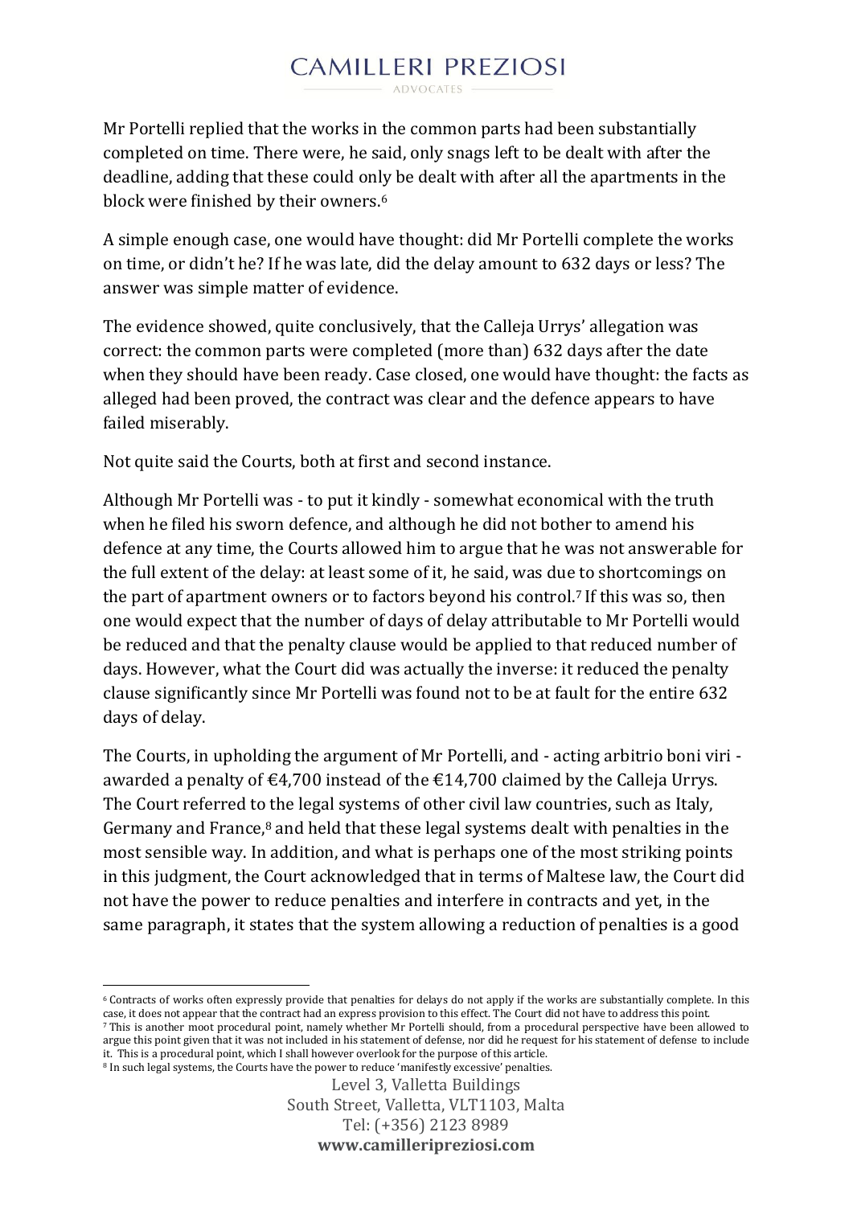Mr Portelli replied that the works in the common parts had been substantially completed on time. There were, he said, only snags left to be dealt with after the deadline, adding that these could only be dealt with after all the apartments in the block were finished by their owners.[6]

A simple enough case, one would have thought: did Mr Portelli complete the works on time, or didn't he? If he was late, did the delay amount to 632 days or less? The answer was simple matter of evidence.

The evidence showed, quite conclusively, that the Calleja Urrys' allegation was correct: the common parts were completed (more than) 632 days after the date when they should have been ready. Case closed, one would have thought: the facts as alleged had been proved, the contract was clear and the defence appears to have failed miserably.

Not quite said the Courts, both at first and second instance.

Although Mr Portelli was - to put it kindly - somewhat economical with the truth when he filed his sworn defence, and although he did not bother to amend his defence at any time, the Courts allowed him to argue that he was not answerable for the full extent of the delay: at least some of it, he said, was due to shortcomings on the part of apartment owners or to factors beyond his control.[7] If this was so, then one would expect that the number of days of delay attributable to Mr Portelli would be reduced and that the penalty clause would be applied to that reduced number of days. However, what the Court did was actually the inverse: it reduced the penalty clause significantly since Mr Portelli was found not to be at fault for the entire 632 days of delay.

The Courts, in upholding the argument of Mr Portelli, and - acting arbitrio boni viri - awarded a penalty of €4,700 instead of the €14,700 claimed by the Calleja Urrys. The Court referred to the legal systems of other civil law countries, such as Italy, Germany and France,[8] and held that these legal systems dealt with penalties in the most sensible way. In addition, and what is perhaps one of the most striking points in this judgment, the Court acknowledged that in terms of Maltese law, the Court did not have the power to reduce penalties and interfere in contracts and yet, in the same paragraph, it states that the system allowing a reduction of penalties is a good

---

[6] Contracts of works often expressly provide that penalties for delays do not apply if the works are substantially complete. In this case, it does not appear that the contract had an express provision to this effect. The Court did not have to address this point.

[7] This is another moot procedural point, namely whether Mr Portelli should, from a procedural perspective have been allowed to argue this point given that it was not included in his statement of defense, nor did he request for his statement of defense to include it. This is a procedural point, which I shall however overlook for the purpose of this article.

[8] In such legal systems, the Courts have the power to reduce 'manifestly excessive' penalties.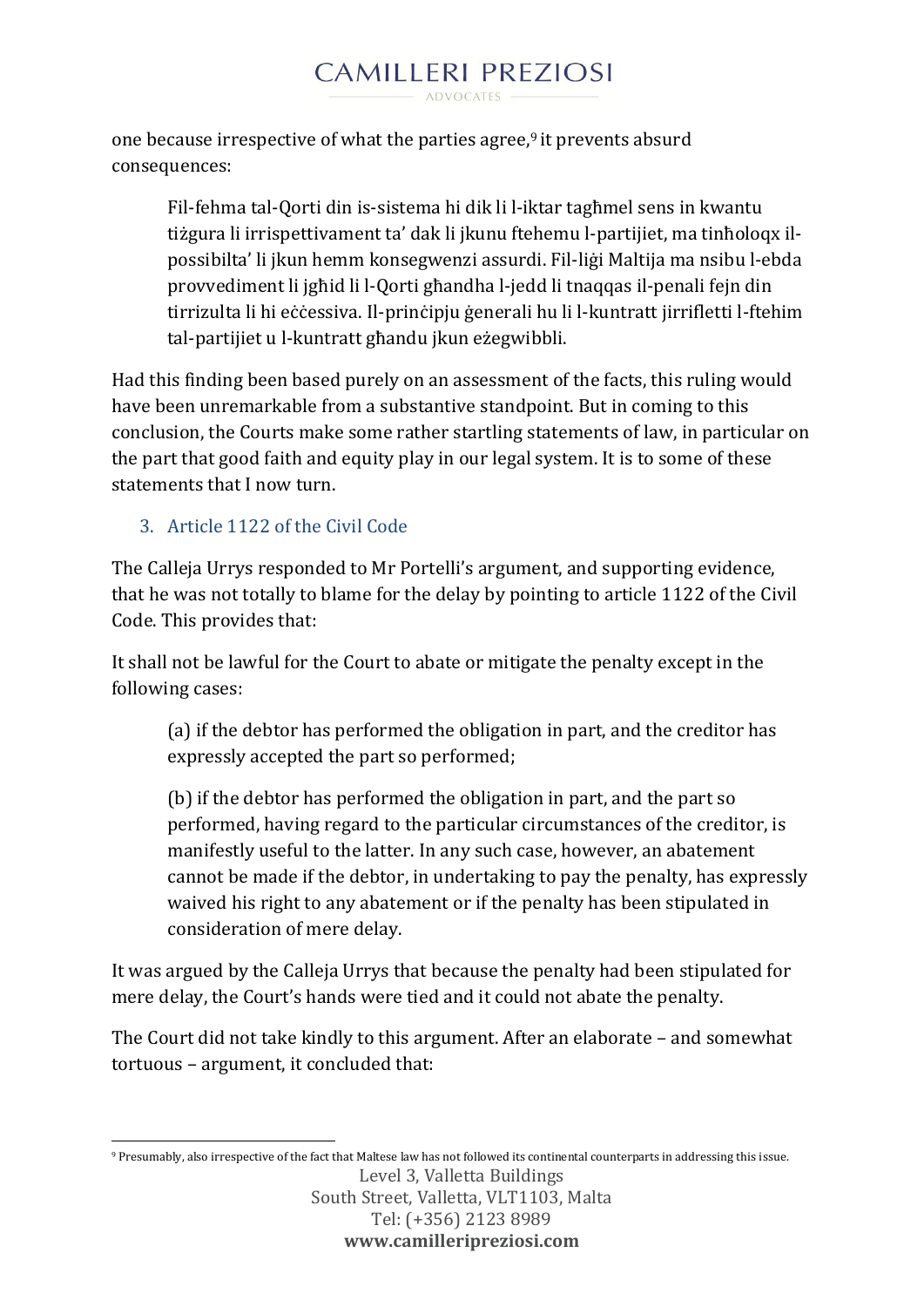one because irrespective of what the parties agree,[9] it prevents absurd consequences:

> Fil-fehma tal-Qorti din is-sistema hi dik li l-iktar tagħmel sens in kwantu tiżgura li irrispettivament ta' dak li jkunu ftehemu l-partijiet, ma tinħoloqx il-possibilta' li jkun hemm konsegwenzi assurdi. Fil-liġi Maltija ma nsibu l-ebda provvediment li jgħid li l-Qorti għandha l-jedd li tnaqqas il-penali fejn din tirrizulta li hi eċċessiva. Il-prinċipju ġenerali hu li l-kuntratt jirrifletti l-ftehim tal-partijiet u l-kuntratt għandu jkun eżegwibbli.

Had this finding been based purely on an assessment of the facts, this ruling would have been unremarkable from a substantive standpoint. But in coming to this conclusion, the Courts make some rather startling statements of law, in particular on the part that good faith and equity play in our legal system. It is to some of these statements that I now turn.

## 3. Article 1122 of the Civil Code

The Calleja Urrys responded to Mr Portelli's argument, and supporting evidence, that he was not totally to blame for the delay by pointing to article 1122 of the Civil Code. This provides that:

It shall not be lawful for the Court to abate or mitigate the penalty except in the following cases:

> (a) if the debtor has performed the obligation in part, and the creditor has expressly accepted the part so performed;
>
> (b) if the debtor has performed the obligation in part, and the part so performed, having regard to the particular circumstances of the creditor, is manifestly useful to the latter. In any such case, however, an abatement cannot be made if the debtor, in undertaking to pay the penalty, has expressly waived his right to any abatement or if the penalty has been stipulated in consideration of mere delay.

It was argued by the Calleja Urrys that because the penalty had been stipulated for mere delay, the Court's hands were tied and it could not abate the penalty.

The Court did not take kindly to this argument. After an elaborate – and somewhat tortuous – argument, it concluded that:

[9] Presumably, also irrespective of the fact that Maltese law has not followed its continental counterparts in addressing this issue.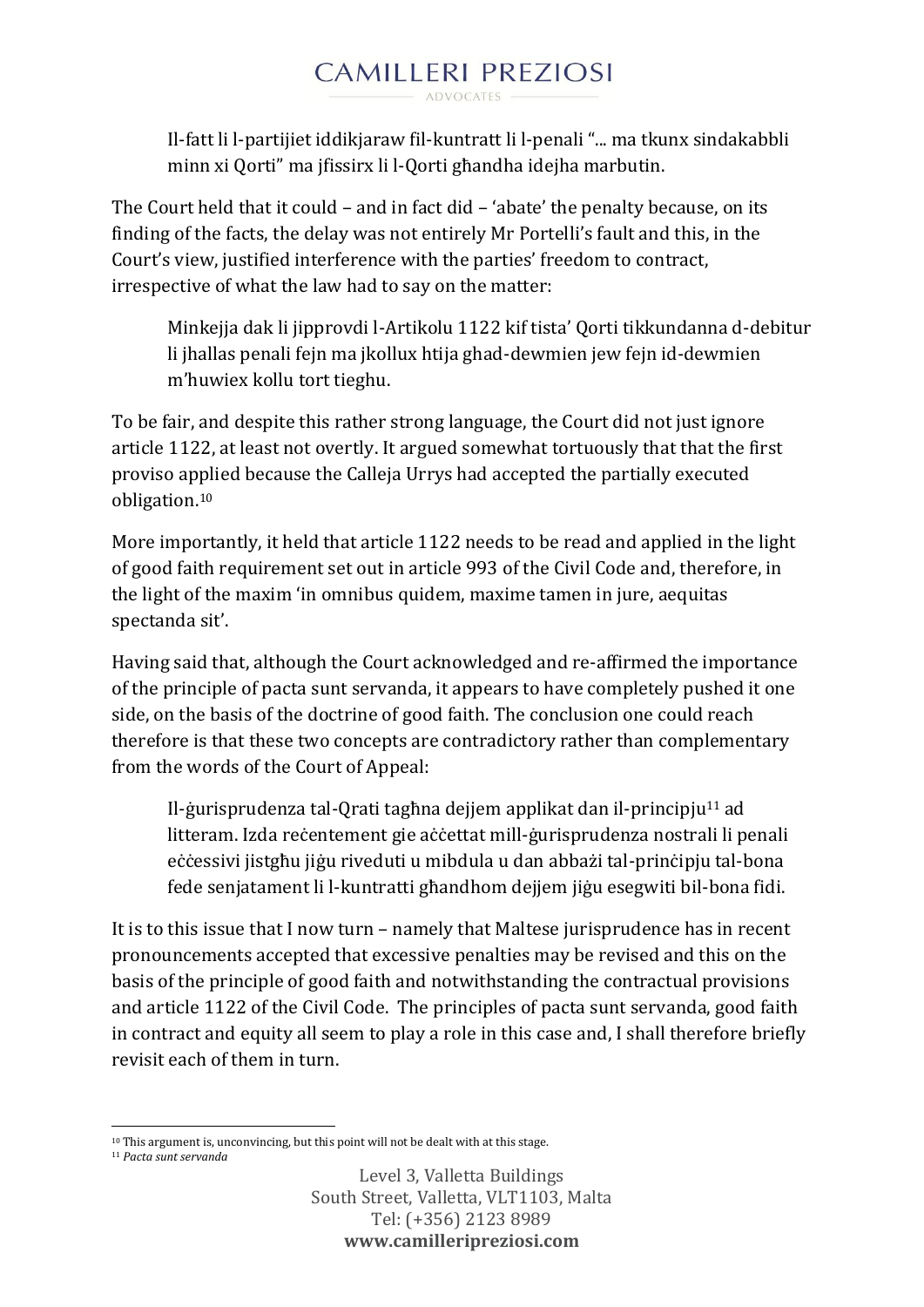> Il-fatt li l-partijiet iddikjaraw fil-kuntratt li l-penali "... ma tkunx sindakabbli minn xi Qorti" ma jfissirx li l-Qorti għandha idejha marbutin.

The Court held that it could – and in fact did – 'abate' the penalty because, on its finding of the facts, the delay was not entirely Mr Portelli's fault and this, in the Court's view, justified interference with the parties' freedom to contract, irrespective of what the law had to say on the matter:

> Minkejja dak li jipprovdi l-Artikolu 1122 kif tista' Qorti tikkundanna d-debitur li jħallas penali fejn ma jkollux ħtija għad-dewmien jew fejn id-dewmien m'huwiex kollu tort tiegħu.

To be fair, and despite this rather strong language, the Court did not just ignore article 1122, at least not overtly. It argued somewhat tortuously that that the first proviso applied because the Calleja Urrys had accepted the partially executed obligation.[10]

More importantly, it held that article 1122 needs to be read and applied in the light of good faith requirement set out in article 993 of the Civil Code and, therefore, in the light of the maxim 'in omnibus quidem, maxime tamen in jure, aequitas spectanda sit'.

Having said that, although the Court acknowledged and re-affirmed the importance of the principle of pacta sunt servanda, it appears to have completely pushed it one side, on the basis of the doctrine of good faith. The conclusion one could reach therefore is that these two concepts are contradictory rather than complementary from the words of the Court of Appeal:

> Il-ġurisprudenza tal-Qrati tagħna dejjem applikat dan il-prinċipju[11] ad litteram. Izda reċentement gie aċċettat mill-ġurisprudenza nostrali li penali eċċessivi jistgħu jiġu riveduti u mibdula u dan abbażi tal-prinċipju tal-bona fede senjatament li l-kuntratti għandhom dejjem jiġu esegwiti bil-bona fidi.

It is to this issue that I now turn – namely that Maltese jurisprudence has in recent pronouncements accepted that excessive penalties may be revised and this on the basis of the principle of good faith and notwithstanding the contractual provisions and article 1122 of the Civil Code. The principles of pacta sunt servanda, good faith in contract and equity all seem to play a role in this case and, I shall therefore briefly revisit each of them in turn.

---

[10] This argument is, unconvincing, but this point will not be dealt with at this stage.

[11] *Pacta sunt servanda*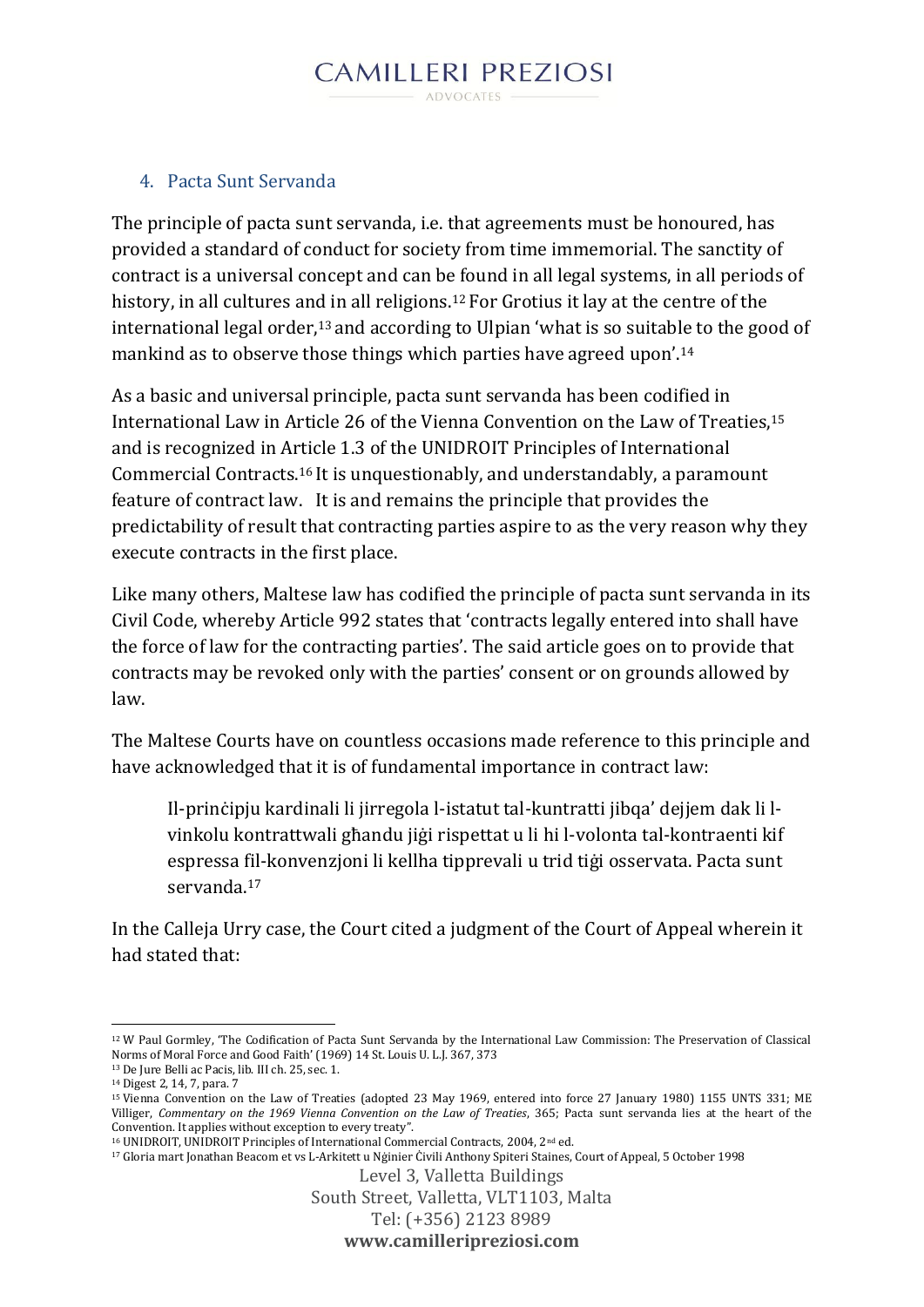## 4. Pacta Sunt Servanda

The principle of pacta sunt servanda, i.e. that agreements must be honoured, has provided a standard of conduct for society from time immemorial. The sanctity of contract is a universal concept and can be found in all legal systems, in all periods of history, in all cultures and in all religions.[12] For Grotius it lay at the centre of the international legal order,[13] and according to Ulpian 'what is so suitable to the good of mankind as to observe those things which parties have agreed upon'.[14]

As a basic and universal principle, pacta sunt servanda has been codified in International Law in Article 26 of the Vienna Convention on the Law of Treaties,[15] and is recognized in Article 1.3 of the UNIDROIT Principles of International Commercial Contracts.[16] It is unquestionably, and understandably, a paramount feature of contract law. It is and remains the principle that provides the predictability of result that contracting parties aspire to as the very reason why they execute contracts in the first place.

Like many others, Maltese law has codified the principle of pacta sunt servanda in its Civil Code, whereby Article 992 states that 'contracts legally entered into shall have the force of law for the contracting parties'. The said article goes on to provide that contracts may be revoked only with the parties' consent or on grounds allowed by law.

The Maltese Courts have on countless occasions made reference to this principle and have acknowledged that it is of fundamental importance in contract law:

> Il-prinċipju kardinali li jirregola l-istatut tal-kuntratti jibqa' dejjem dak li l-vinkolu kontrattwali għandu jiġi rispettat u li hi l-volonta tal-kontraenti kif espressa fil-konvenzjoni li kellha tipprevali u trid tiġi osservata. Pacta sunt servanda.[17]

In the Calleja Urry case, the Court cited a judgment of the Court of Appeal wherein it had stated that:

---

[12] W Paul Gormley, 'The Codification of Pacta Sunt Servanda by the International Law Commission: The Preservation of Classical Norms of Moral Force and Good Faith' (1969) 14 St. Louis U. L.J. 367, 373

[13] De Jure Belli ac Pacis, lib. III ch. 25, sec. 1.

[14] Digest 2, 14, 7, para. 7

[15] Vienna Convention on the Law of Treaties (adopted 23 May 1969, entered into force 27 January 1980) 1155 UNTS 331; ME Villiger, *Commentary on the 1969 Vienna Convention on the Law of Treaties*, 365; Pacta sunt servanda lies at the heart of the Convention. It applies without exception to every treaty".

[16] UNIDROIT, UNIDROIT Principles of International Commercial Contracts, 2004, 2nd ed.

[17] Gloria mart Jonathan Beacom et vs L-Arkitett u Nġinier Ċivili Anthony Spiteri Staines, Court of Appeal, 5 October 1998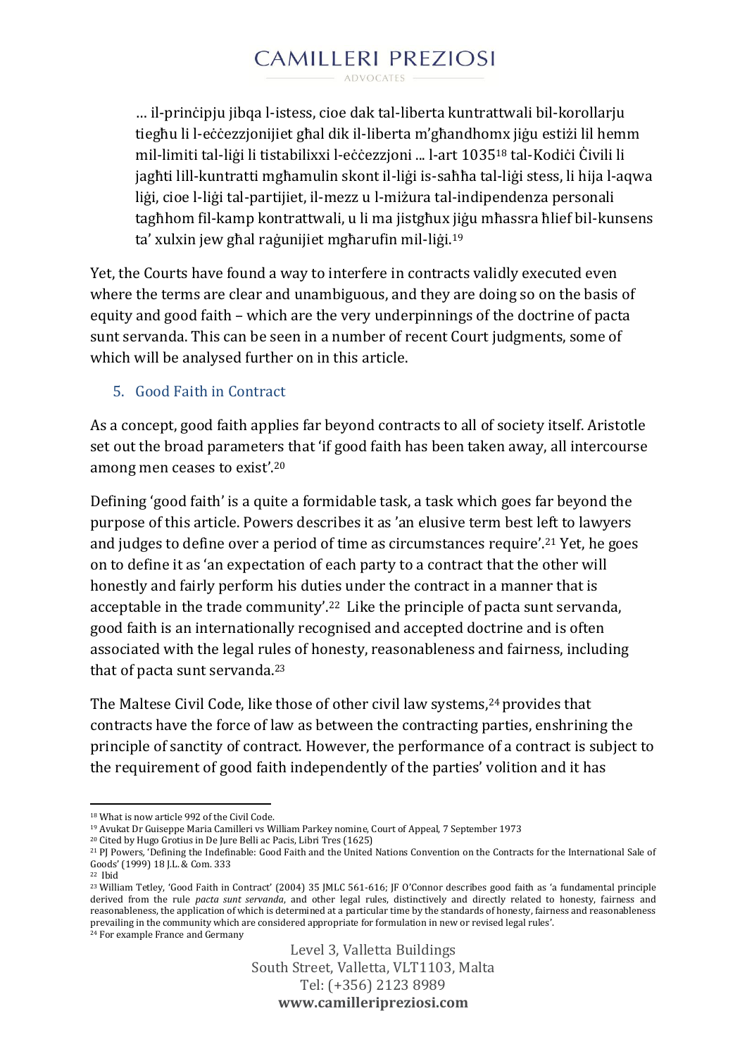> … il-prinċipju jibqa l-istess, cioe dak tal-liberta kuntrattwali bil-korollarju tiegħu li l-eċċezzjonijiet għal dik il-liberta m'għandhomx jiġu estiżi lil hemm mil-limiti tal-liġi li tistabilixxi l-eċċezzjoni ... l-art 1035[18] tal-Kodiċi Ċivili li jagħti lill-kuntratti mgħamulin skont il-liġi is-saħħa tal-liġi stess, li hija l-aqwa liġi, cioe l-liġi tal-partijiet, il-mezz u l-miżura tal-indipendenza personali tagħhom fil-kamp kontrattwali, u li ma jistgħux jiġu mħassra ħlief bil-kunsens ta' xulxin jew għal raġunijiet mgħarufin mil-liġi.[19]

Yet, the Courts have found a way to interfere in contracts validly executed even where the terms are clear and unambiguous, and they are doing so on the basis of equity and good faith – which are the very underpinnings of the doctrine of pacta sunt servanda. This can be seen in a number of recent Court judgments, some of which will be analysed further on in this article.

## 5. Good Faith in Contract

As a concept, good faith applies far beyond contracts to all of society itself. Aristotle set out the broad parameters that 'if good faith has been taken away, all intercourse among men ceases to exist'.[20]

Defining 'good faith' is a quite a formidable task, a task which goes far beyond the purpose of this article. Powers describes it as 'an elusive term best left to lawyers and judges to define over a period of time as circumstances require'.[21] Yet, he goes on to define it as 'an expectation of each party to a contract that the other will honestly and fairly perform his duties under the contract in a manner that is acceptable in the trade community'.[22] Like the principle of pacta sunt servanda, good faith is an internationally recognised and accepted doctrine and is often associated with the legal rules of honesty, reasonableness and fairness, including that of pacta sunt servanda.[23]

The Maltese Civil Code, like those of other civil law systems,[24] provides that contracts have the force of law as between the contracting parties, enshrining the principle of sanctity of contract. However, the performance of a contract is subject to the requirement of good faith independently of the parties' volition and it has

---

[18] What is now article 992 of the Civil Code.

[19] Avukat Dr Guiseppe Maria Camilleri vs William Parkey nomine, Court of Appeal, 7 September 1973

[20] Cited by Hugo Grotius in De Jure Belli ac Pacis, Libri Tres (1625)

[21] PJ Powers, 'Defining the Indefinable: Good Faith and the United Nations Convention on the Contracts for the International Sale of Goods' (1999) 18 J.L. & Com. 333

[22] Ibid

[23] William Tetley, 'Good Faith in Contract' (2004) 35 JMLC 561-616; JF O'Connor describes good faith as 'a fundamental principle derived from the rule *pacta sunt servanda*, and other legal rules, distinctively and directly related to honesty, fairness and reasonableness, the application of which is determined at a particular time by the standards of honesty, fairness and reasonableness prevailing in the community which are considered appropriate for formulation in new or revised legal rules'.

[24] For example France and Germany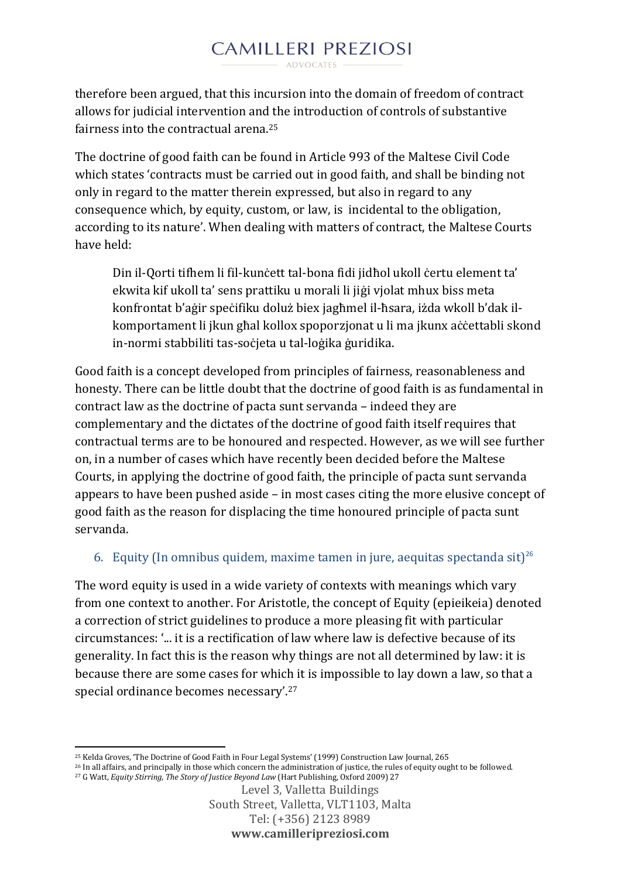therefore been argued, that this incursion into the domain of freedom of contract allows for judicial intervention and the introduction of controls of substantive fairness into the contractual arena.[25]

The doctrine of good faith can be found in Article 993 of the Maltese Civil Code which states 'contracts must be carried out in good faith, and shall be binding not only in regard to the matter therein expressed, but also in regard to any consequence which, by equity, custom, or law, is incidental to the obligation, according to its nature'. When dealing with matters of contract, the Maltese Courts have held:

> Din il-Qorti tifhem li fil-kunċett tal-bona fidi jidħol ukoll ċertu element ta' ekwita kif ukoll ta' sens prattiku u morali li jiġi vjolat mhux biss meta konfrontat b'aġir speċifiku doluż biex jagħmel il-ħsara, iżda wkoll b'dak il-komportament li jkun għal kollox spoporzjonat u li ma jkunx aċċettabli skond in-normi stabbiliti tas-soċjeta u tal-loġika ġuridika.

Good faith is a concept developed from principles of fairness, reasonableness and honesty. There can be little doubt that the doctrine of good faith is as fundamental in contract law as the doctrine of pacta sunt servanda – indeed they are complementary and the dictates of the doctrine of good faith itself requires that contractual terms are to be honoured and respected. However, as we will see further on, in a number of cases which have recently been decided before the Maltese Courts, in applying the doctrine of good faith, the principle of pacta sunt servanda appears to have been pushed aside – in most cases citing the more elusive concept of good faith as the reason for displacing the time honoured principle of pacta sunt servanda.

## 6. Equity (In omnibus quidem, maxime tamen in jure, aequitas spectanda sit)[26]

The word equity is used in a wide variety of contexts with meanings which vary from one context to another. For Aristotle, the concept of Equity (epieikeia) denoted a correction of strict guidelines to produce a more pleasing fit with particular circumstances: '... it is a rectification of law where law is defective because of its generality. In fact this is the reason why things are not all determined by law: it is because there are some cases for which it is impossible to lay down a law, so that a special ordinance becomes necessary'.[27]

---

[25] Kelda Groves, 'The Doctrine of Good Faith in Four Legal Systems' (1999) Construction Law Journal, 265

[26] In all affairs, and principally in those which concern the administration of justice, the rules of equity ought to be followed.

[27] G Watt, *Equity Stirring, The Story of Justice Beyond Law* (Hart Publishing, Oxford 2009) 27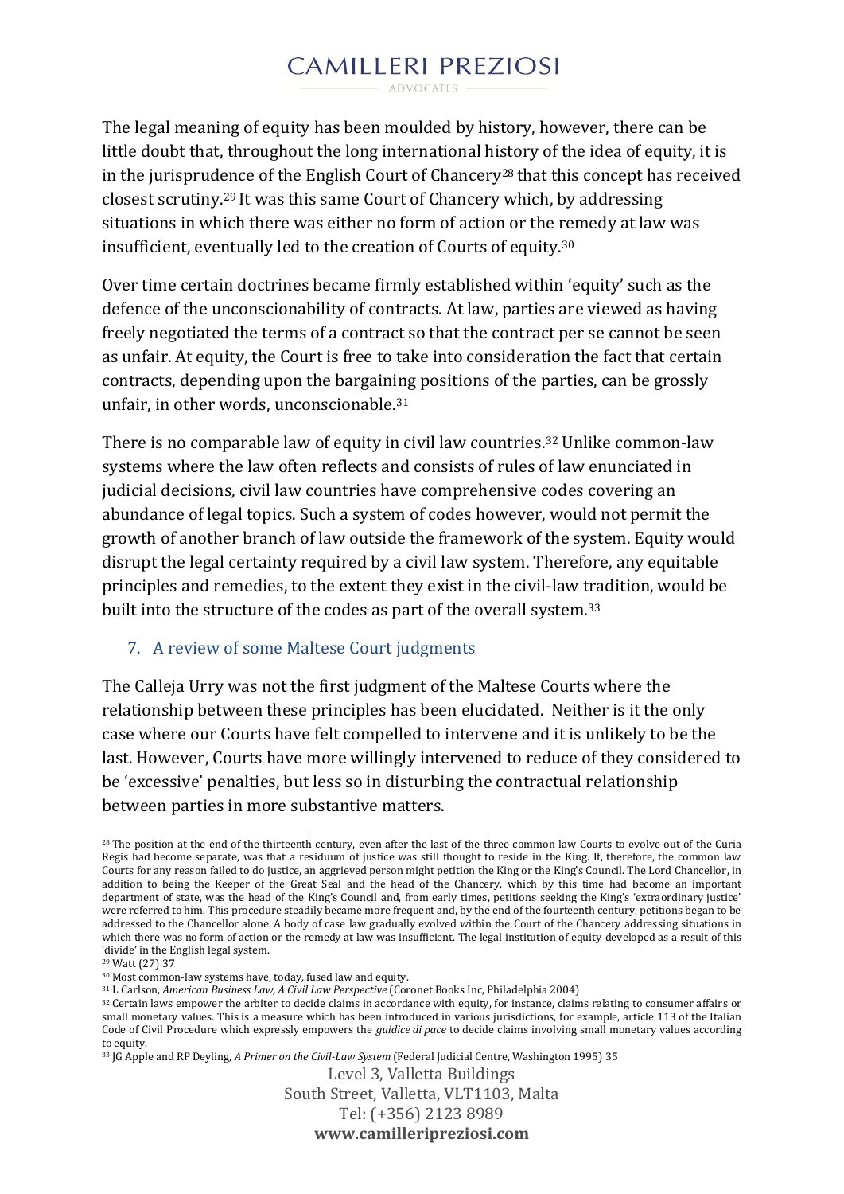The legal meaning of equity has been moulded by history, however, there can be little doubt that, throughout the long international history of the idea of equity, it is in the jurisprudence of the English Court of Chancery[28] that this concept has received closest scrutiny.[29] It was this same Court of Chancery which, by addressing situations in which there was either no form of action or the remedy at law was insufficient, eventually led to the creation of Courts of equity.[30]

Over time certain doctrines became firmly established within 'equity' such as the defence of the unconscionability of contracts. At law, parties are viewed as having freely negotiated the terms of a contract so that the contract per se cannot be seen as unfair. At equity, the Court is free to take into consideration the fact that certain contracts, depending upon the bargaining positions of the parties, can be grossly unfair, in other words, unconscionable.[31]

There is no comparable law of equity in civil law countries.[32] Unlike common-law systems where the law often reflects and consists of rules of law enunciated in judicial decisions, civil law countries have comprehensive codes covering an abundance of legal topics. Such a system of codes however, would not permit the growth of another branch of law outside the framework of the system. Equity would disrupt the legal certainty required by a civil law system. Therefore, any equitable principles and remedies, to the extent they exist in the civil-law tradition, would be built into the structure of the codes as part of the overall system.[33]

## 7. A review of some Maltese Court judgments

The Calleja Urry was not the first judgment of the Maltese Courts where the relationship between these principles has been elucidated. Neither is it the only case where our Courts have felt compelled to intervene and it is unlikely to be the last. However, Courts have more willingly intervened to reduce of they considered to be 'excessive' penalties, but less so in disturbing the contractual relationship between parties in more substantive matters.

---

[28] The position at the end of the thirteenth century, even after the last of the three common law Courts to evolve out of the Curia Regis had become separate, was that a residuum of justice was still thought to reside in the King. If, therefore, the common law Courts for any reason failed to do justice, an aggrieved person might petition the King or the King's Council. The Lord Chancellor, in addition to being the Keeper of the Great Seal and the head of the Chancery, which by this time had become an important department of state, was the head of the King's Council and, from early times, petitions seeking the King's 'extraordinary justice' were referred to him. This procedure steadily became more frequent and, by the end of the fourteenth century, petitions began to be addressed to the Chancellor alone. A body of case law gradually evolved within the Court of the Chancery addressing situations in which there was no form of action or the remedy at law was insufficient. The legal institution of equity developed as a result of this 'divide' in the English legal system.

[29] Watt (27) 37

[30] Most common-law systems have, today, fused law and equity.

[31] L Carlson, *American Business Law, A Civil Law Perspective* (Coronet Books Inc, Philadelphia 2004)

[32] Certain laws empower the arbiter to decide claims in accordance with equity, for instance, claims relating to consumer affairs or small monetary values. This is a measure which has been introduced in various jurisdictions, for example, article 113 of the Italian Code of Civil Procedure which expressly empowers the *guidice di pace* to decide claims involving small monetary values according to equity.

[33] JG Apple and RP Deyling, *A Primer on the Civil-Law System* (Federal Judicial Centre, Washington 1995) 35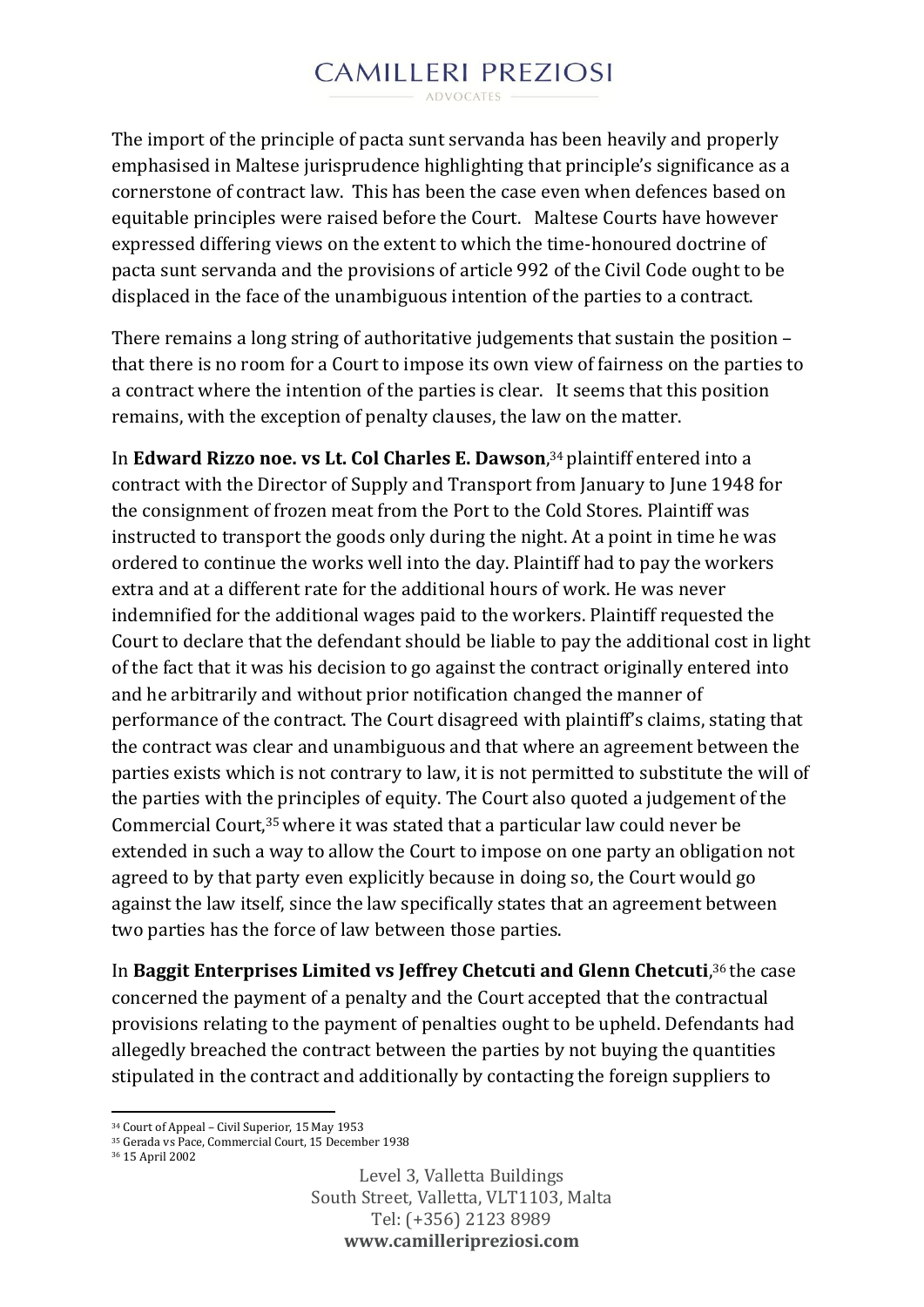The import of the principle of pacta sunt servanda has been heavily and properly emphasised in Maltese jurisprudence highlighting that principle's significance as a cornerstone of contract law. This has been the case even when defences based on equitable principles were raised before the Court. Maltese Courts have however expressed differing views on the extent to which the time-honoured doctrine of pacta sunt servanda and the provisions of article 992 of the Civil Code ought to be displaced in the face of the unambiguous intention of the parties to a contract.

There remains a long string of authoritative judgements that sustain the position – that there is no room for a Court to impose its own view of fairness on the parties to a contract where the intention of the parties is clear. It seems that this position remains, with the exception of penalty clauses, the law on the matter.

In **Edward Rizzo noe. vs Lt. Col Charles E. Dawson**,[34] plaintiff entered into a contract with the Director of Supply and Transport from January to June 1948 for the consignment of frozen meat from the Port to the Cold Stores. Plaintiff was instructed to transport the goods only during the night. At a point in time he was ordered to continue the works well into the day. Plaintiff had to pay the workers extra and at a different rate for the additional hours of work. He was never indemnified for the additional wages paid to the workers. Plaintiff requested the Court to declare that the defendant should be liable to pay the additional cost in light of the fact that it was his decision to go against the contract originally entered into and he arbitrarily and without prior notification changed the manner of performance of the contract. The Court disagreed with plaintiff's claims, stating that the contract was clear and unambiguous and that where an agreement between the parties exists which is not contrary to law, it is not permitted to substitute the will of the parties with the principles of equity. The Court also quoted a judgement of the Commercial Court,[35] where it was stated that a particular law could never be extended in such a way to allow the Court to impose on one party an obligation not agreed to by that party even explicitly because in doing so, the Court would go against the law itself, since the law specifically states that an agreement between two parties has the force of law between those parties.

In **Baggit Enterprises Limited vs Jeffrey Chetcuti and Glenn Chetcuti**,[36] the case concerned the payment of a penalty and the Court accepted that the contractual provisions relating to the payment of penalties ought to be upheld. Defendants had allegedly breached the contract between the parties by not buying the quantities stipulated in the contract and additionally by contacting the foreign suppliers to

[34] Court of Appeal – Civil Superior, 15 May 1953

[35] Gerada vs Pace, Commercial Court, 15 December 1938

[36] 15 April 2002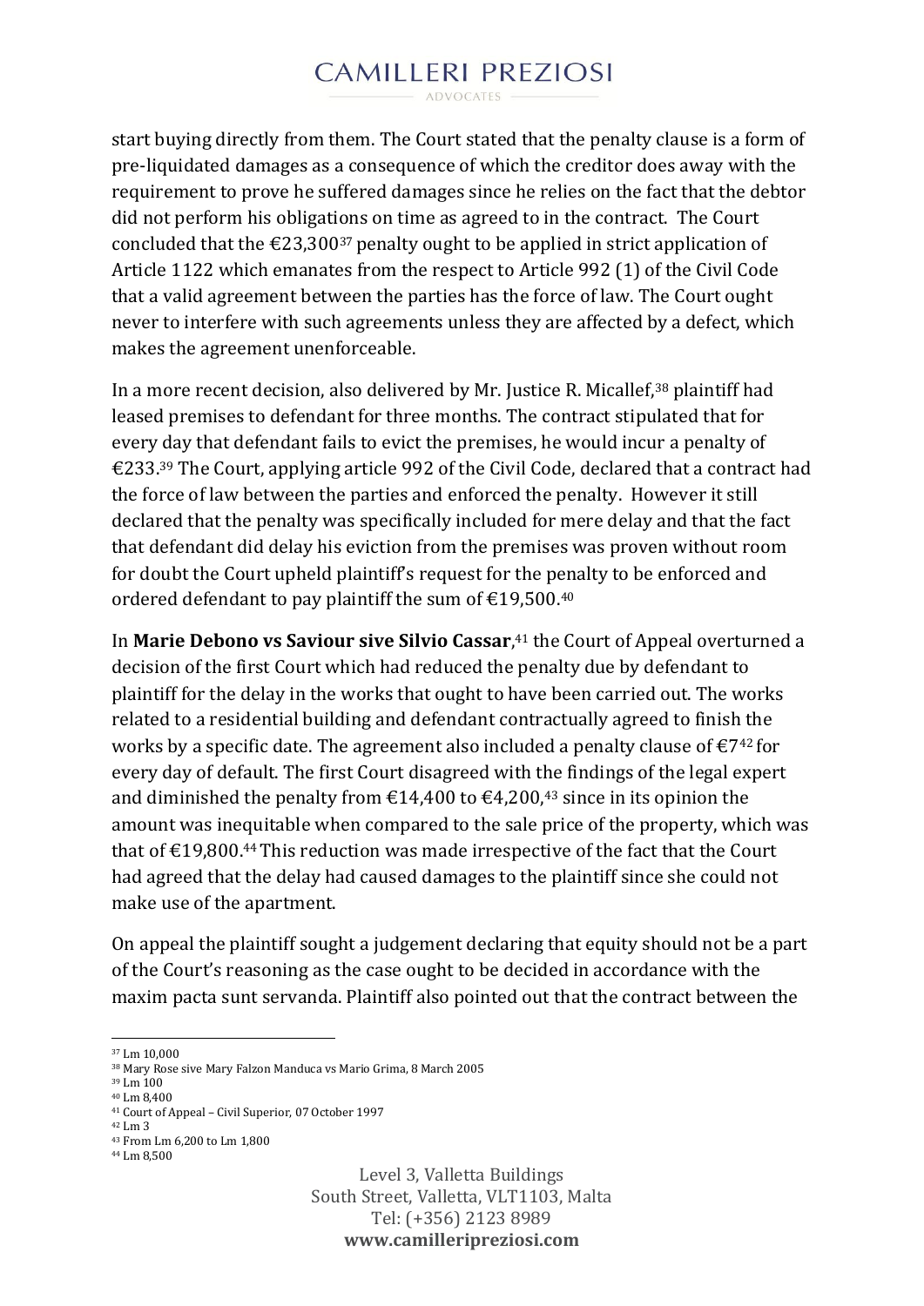start buying directly from them. The Court stated that the penalty clause is a form of pre-liquidated damages as a consequence of which the creditor does away with the requirement to prove he suffered damages since he relies on the fact that the debtor did not perform his obligations on time as agreed to in the contract. The Court concluded that the €23,300[37] penalty ought to be applied in strict application of Article 1122 which emanates from the respect to Article 992 (1) of the Civil Code that a valid agreement between the parties has the force of law. The Court ought never to interfere with such agreements unless they are affected by a defect, which makes the agreement unenforceable.

In a more recent decision, also delivered by Mr. Justice R. Micallef,[38] plaintiff had leased premises to defendant for three months. The contract stipulated that for every day that defendant fails to evict the premises, he would incur a penalty of €233.[39] The Court, applying article 992 of the Civil Code, declared that a contract had the force of law between the parties and enforced the penalty. However it still declared that the penalty was specifically included for mere delay and that the fact that defendant did delay his eviction from the premises was proven without room for doubt the Court upheld plaintiff's request for the penalty to be enforced and ordered defendant to pay plaintiff the sum of €19,500.[40]

In **Marie Debono vs Saviour sive Silvio Cassar**,[41] the Court of Appeal overturned a decision of the first Court which had reduced the penalty due by defendant to plaintiff for the delay in the works that ought to have been carried out. The works related to a residential building and defendant contractually agreed to finish the works by a specific date. The agreement also included a penalty clause of €7[42] for every day of default. The first Court disagreed with the findings of the legal expert and diminished the penalty from €14,400 to €4,200,[43] since in its opinion the amount was inequitable when compared to the sale price of the property, which was that of €19,800.[44] This reduction was made irrespective of the fact that the Court had agreed that the delay had caused damages to the plaintiff since she could not make use of the apartment.

On appeal the plaintiff sought a judgement declaring that equity should not be a part of the Court's reasoning as the case ought to be decided in accordance with the maxim pacta sunt servanda. Plaintiff also pointed out that the contract between the

---

[37] Lm 10,000
[38] Mary Rose sive Mary Falzon Manduca vs Mario Grima, 8 March 2005
[39] Lm 100
[40] Lm 8,400
[41] Court of Appeal – Civil Superior, 07 October 1997
[42] Lm 3
[43] From Lm 6,200 to Lm 1,800
[44] Lm 8,500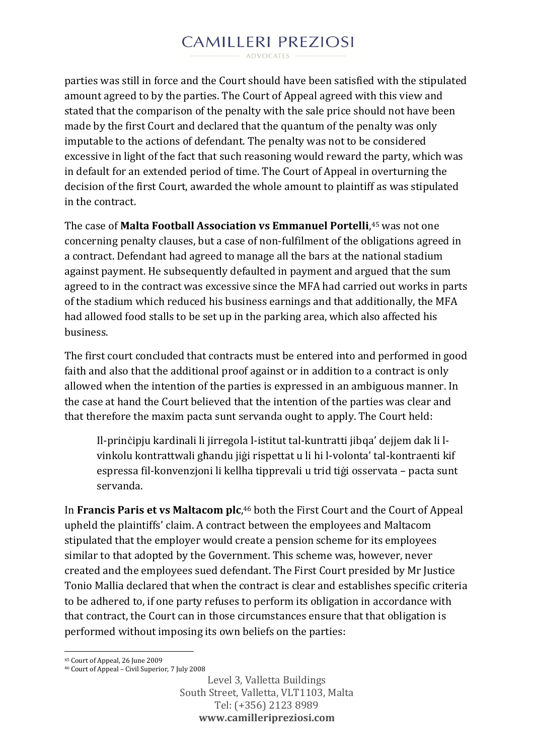parties was still in force and the Court should have been satisfied with the stipulated amount agreed to by the parties. The Court of Appeal agreed with this view and stated that the comparison of the penalty with the sale price should not have been made by the first Court and declared that the quantum of the penalty was only imputable to the actions of defendant. The penalty was not to be considered excessive in light of the fact that such reasoning would reward the party, which was in default for an extended period of time. The Court of Appeal in overturning the decision of the first Court, awarded the whole amount to plaintiff as was stipulated in the contract.

The case of **Malta Football Association vs Emmanuel Portelli**,[45] was not one concerning penalty clauses, but a case of non-fulfilment of the obligations agreed in a contract. Defendant had agreed to manage all the bars at the national stadium against payment. He subsequently defaulted in payment and argued that the sum agreed to in the contract was excessive since the MFA had carried out works in parts of the stadium which reduced his business earnings and that additionally, the MFA had allowed food stalls to be set up in the parking area, which also affected his business.

The first court concluded that contracts must be entered into and performed in good faith and also that the additional proof against or in addition to a contract is only allowed when the intention of the parties is expressed in an ambiguous manner. In the case at hand the Court believed that the intention of the parties was clear and that therefore the maxim pacta sunt servanda ought to apply. The Court held:

> Il-prinċipju kardinali li jirregola l-istitut tal-kuntratti jibqa' dejjem dak li l-vinkolu kontrattwali għandu jiġi rispettat u li hi l-volonta' tal-kontraenti kif espressa fil-konvenzjoni li kellha tipprevali u trid tiġi osservata – pacta sunt servanda.

In **Francis Paris et vs Maltacom plc**,[46] both the First Court and the Court of Appeal upheld the plaintiffs' claim. A contract between the employees and Maltacom stipulated that the employer would create a pension scheme for its employees similar to that adopted by the Government. This scheme was, however, never created and the employees sued defendant. The First Court presided by Mr Justice Tonio Mallia declared that when the contract is clear and establishes specific criteria to be adhered to, if one party refuses to perform its obligation in accordance with that contract, the Court can in those circumstances ensure that that obligation is performed without imposing its own beliefs on the parties:

[45] Court of Appeal, 26 June 2009

[46] Court of Appeal – Civil Superior, 7 July 2008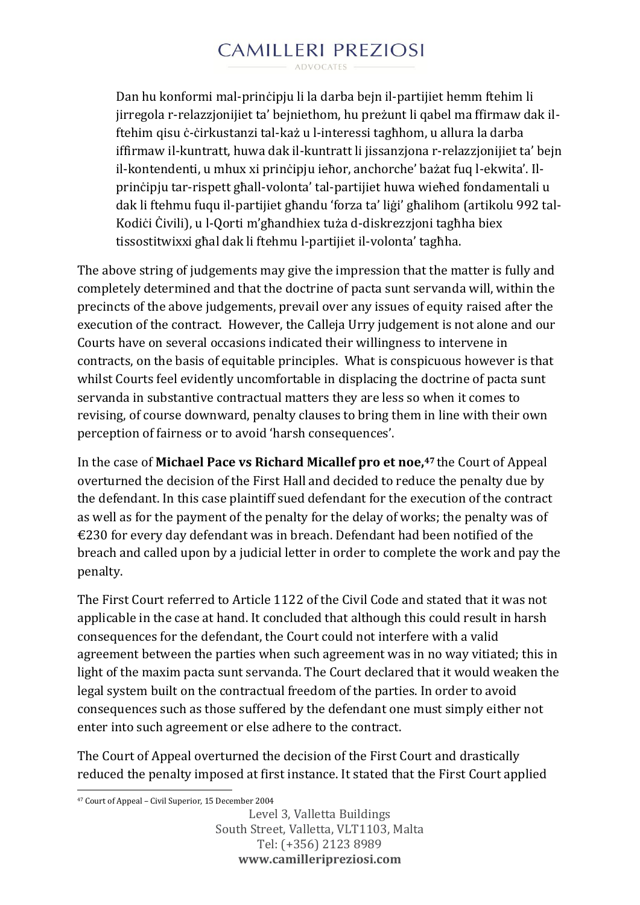> Dan hu konformi mal-prinċipju li la darba bejn il-partijiet hemm ftehim li jirregola r-relazzjonijiet ta' bejniethom, hu preżunt li qabel ma ffirmaw dak il-ftehim qisu ċ-ċirkustanzi tal-każ u l-interessi tagħhom, u allura la darba iffirmaw il-kuntratt, huwa dak il-kuntratt li jissanzjona r-relazzjonijiet ta' bejn il-kontendenti, u mhux xi prinċipju ieħor, anchorche' bażat fuq l-ekwita'. Il-prinċipju tar-rispett għall-volonta' tal-partijiet huwa wieħed fondamentali u dak li ftehmu fuqu il-partijiet għandu 'forza ta' liġi' għalihom (artikolu 992 tal-Kodiċi Ċivili), u l-Qorti m'għandhiex tuża d-diskrezzjoni tagħha biex tissostitwixxi għal dak li ftehmu l-partijiet il-volonta' tagħha.

The above string of judgements may give the impression that the matter is fully and completely determined and that the doctrine of pacta sunt servanda will, within the precincts of the above judgements, prevail over any issues of equity raised after the execution of the contract. However, the Calleja Urry judgement is not alone and our Courts have on several occasions indicated their willingness to intervene in contracts, on the basis of equitable principles. What is conspicuous however is that whilst Courts feel evidently uncomfortable in displacing the doctrine of pacta sunt servanda in substantive contractual matters they are less so when it comes to revising, of course downward, penalty clauses to bring them in line with their own perception of fairness or to avoid 'harsh consequences'.

In the case of **Michael Pace vs Richard Micallef pro et noe,**[47] the Court of Appeal overturned the decision of the First Hall and decided to reduce the penalty due by the defendant. In this case plaintiff sued defendant for the execution of the contract as well as for the payment of the penalty for the delay of works; the penalty was of €230 for every day defendant was in breach. Defendant had been notified of the breach and called upon by a judicial letter in order to complete the work and pay the penalty.

The First Court referred to Article 1122 of the Civil Code and stated that it was not applicable in the case at hand. It concluded that although this could result in harsh consequences for the defendant, the Court could not interfere with a valid agreement between the parties when such agreement was in no way vitiated; this in light of the maxim pacta sunt servanda. The Court declared that it would weaken the legal system built on the contractual freedom of the parties. In order to avoid consequences such as those suffered by the defendant one must simply either not enter into such agreement or else adhere to the contract.

The Court of Appeal overturned the decision of the First Court and drastically reduced the penalty imposed at first instance. It stated that the First Court applied

---

[47] Court of Appeal – Civil Superior, 15 December 2004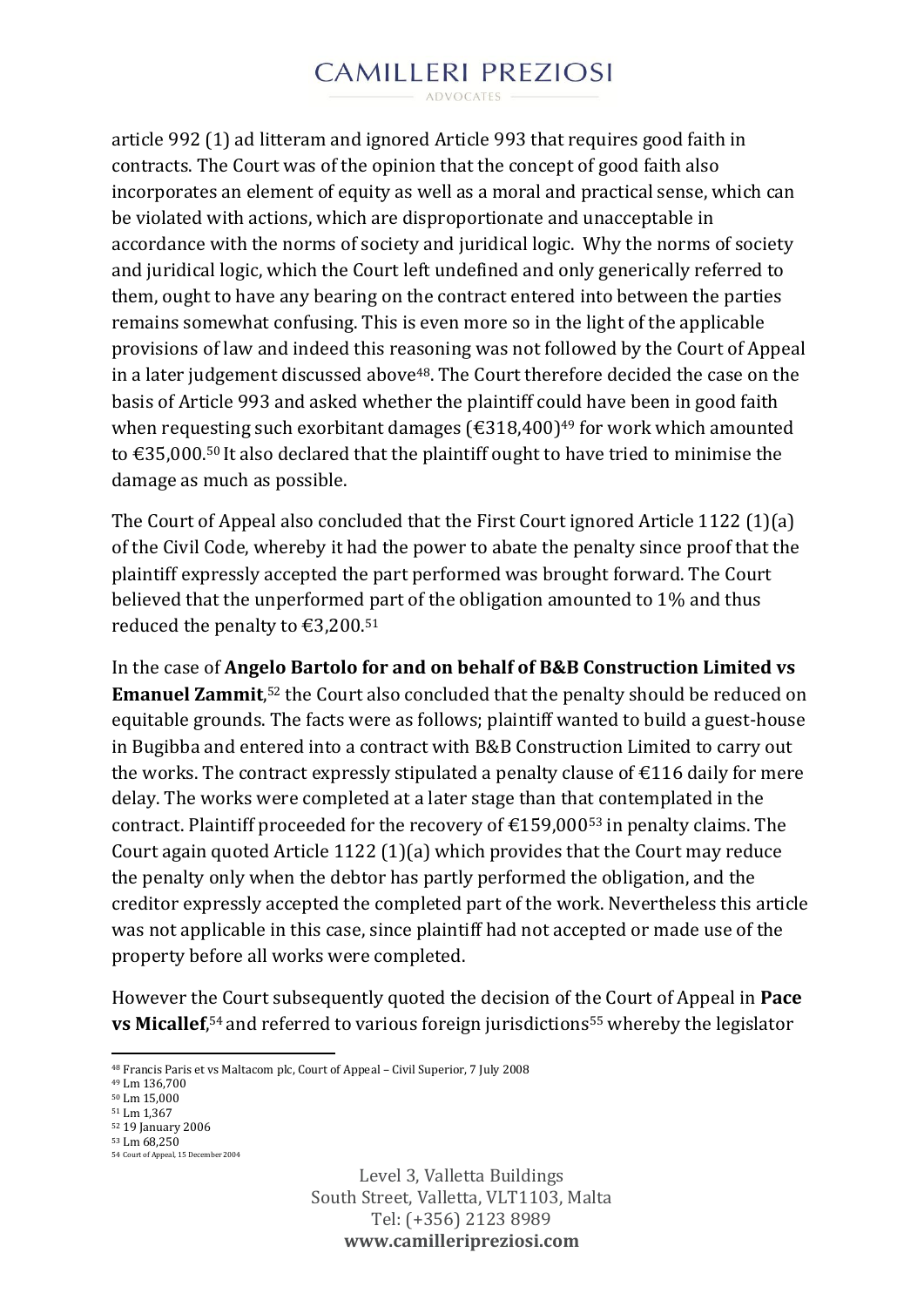article 992 (1) ad litteram and ignored Article 993 that requires good faith in contracts. The Court was of the opinion that the concept of good faith also incorporates an element of equity as well as a moral and practical sense, which can be violated with actions, which are disproportionate and unacceptable in accordance with the norms of society and juridical logic. Why the norms of society and juridical logic, which the Court left undefined and only generically referred to them, ought to have any bearing on the contract entered into between the parties remains somewhat confusing. This is even more so in the light of the applicable provisions of law and indeed this reasoning was not followed by the Court of Appeal in a later judgement discussed above[48]. The Court therefore decided the case on the basis of Article 993 and asked whether the plaintiff could have been in good faith when requesting such exorbitant damages (€318,400)[49] for work which amounted to €35,000.[50] It also declared that the plaintiff ought to have tried to minimise the damage as much as possible.

The Court of Appeal also concluded that the First Court ignored Article 1122 (1)(a) of the Civil Code, whereby it had the power to abate the penalty since proof that the plaintiff expressly accepted the part performed was brought forward. The Court believed that the unperformed part of the obligation amounted to 1% and thus reduced the penalty to €3,200.[51]

In the case of **Angelo Bartolo for and on behalf of B&B Construction Limited vs Emanuel Zammit**,[52] the Court also concluded that the penalty should be reduced on equitable grounds. The facts were as follows; plaintiff wanted to build a guest-house in Bugibba and entered into a contract with B&B Construction Limited to carry out the works. The contract expressly stipulated a penalty clause of €116 daily for mere delay. The works were completed at a later stage than that contemplated in the contract. Plaintiff proceeded for the recovery of €159,000[53] in penalty claims. The Court again quoted Article 1122 (1)(a) which provides that the Court may reduce the penalty only when the debtor has partly performed the obligation, and the creditor expressly accepted the completed part of the work. Nevertheless this article was not applicable in this case, since plaintiff had not accepted or made use of the property before all works were completed.

However the Court subsequently quoted the decision of the Court of Appeal in **Pace vs Micallef**,[54] and referred to various foreign jurisdictions[55] whereby the legislator

---

[48] Francis Paris et vs Maltacom plc, Court of Appeal – Civil Superior, 7 July 2008

[49] Lm 136,700

[50] Lm 15,000

[51] Lm 1,367

[52] 19 January 2006

[53] Lm 68,250

[54] Court of Appeal, 15 December 2004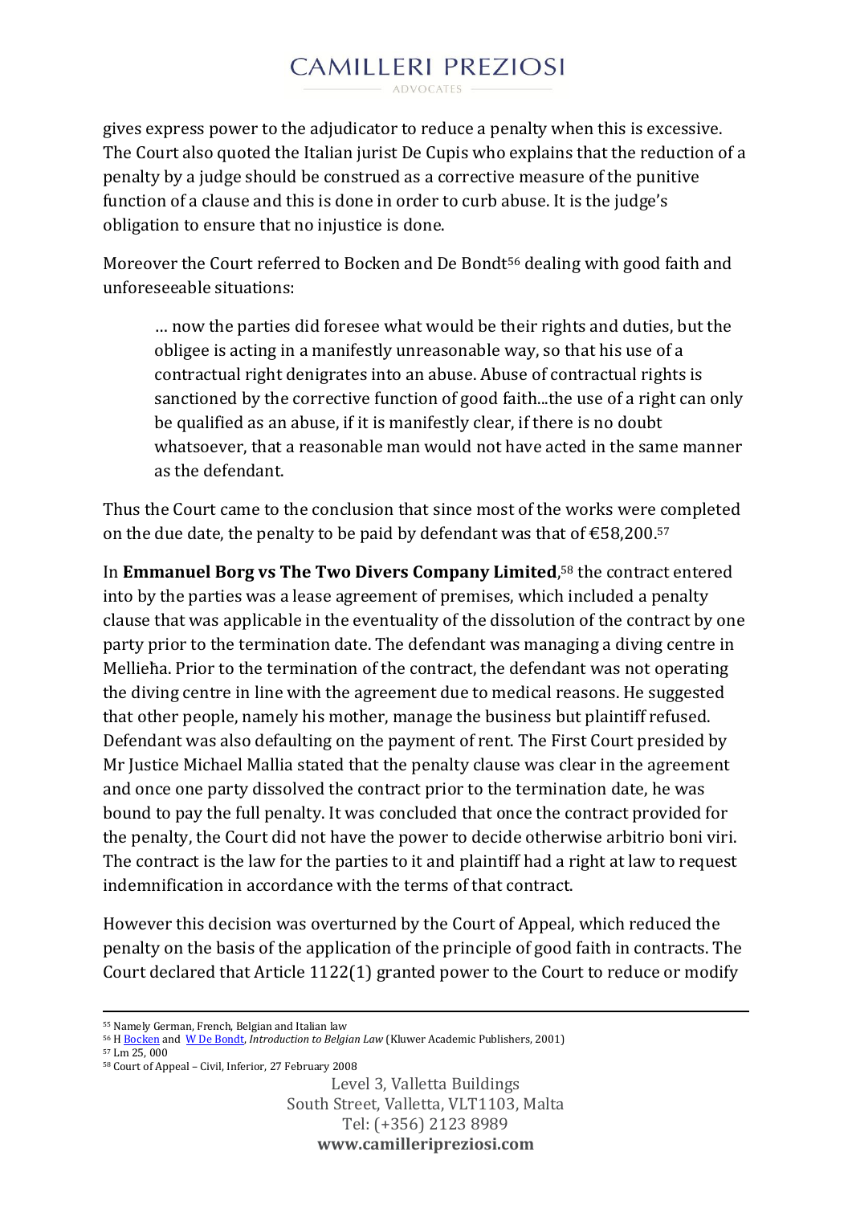gives express power to the adjudicator to reduce a penalty when this is excessive. The Court also quoted the Italian jurist De Cupis who explains that the reduction of a penalty by a judge should be construed as a corrective measure of the punitive function of a clause and this is done in order to curb abuse. It is the judge's obligation to ensure that no injustice is done.

Moreover the Court referred to Bocken and De Bondt[56] dealing with good faith and unforeseeable situations:

> … now the parties did foresee what would be their rights and duties, but the obligee is acting in a manifestly unreasonable way, so that his use of a contractual right denigrates into an abuse. Abuse of contractual rights is sanctioned by the corrective function of good faith...the use of a right can only be qualified as an abuse, if it is manifestly clear, if there is no doubt whatsoever, that a reasonable man would not have acted in the same manner as the defendant.

Thus the Court came to the conclusion that since most of the works were completed on the due date, the penalty to be paid by defendant was that of €58,200.[57]

In **Emmanuel Borg vs The Two Divers Company Limited**,[58] the contract entered into by the parties was a lease agreement of premises, which included a penalty clause that was applicable in the eventuality of the dissolution of the contract by one party prior to the termination date. The defendant was managing a diving centre in Mellieħa. Prior to the termination of the contract, the defendant was not operating the diving centre in line with the agreement due to medical reasons. He suggested that other people, namely his mother, manage the business but plaintiff refused. Defendant was also defaulting on the payment of rent. The First Court presided by Mr Justice Michael Mallia stated that the penalty clause was clear in the agreement and once one party dissolved the contract prior to the termination date, he was bound to pay the full penalty. It was concluded that once the contract provided for the penalty, the Court did not have the power to decide otherwise arbitrio boni viri. The contract is the law for the parties to it and plaintiff had a right at law to request indemnification in accordance with the terms of that contract.

However this decision was overturned by the Court of Appeal, which reduced the penalty on the basis of the application of the principle of good faith in contracts. The Court declared that Article 1122(1) granted power to the Court to reduce or modify

---

[55] Namely German, French, Belgian and Italian law

[56] H Bocken and W De Bondt, *Introduction to Belgian Law* (Kluwer Academic Publishers, 2001)

[57] Lm 25, 000

[58] Court of Appeal – Civil, Inferior, 27 February 2008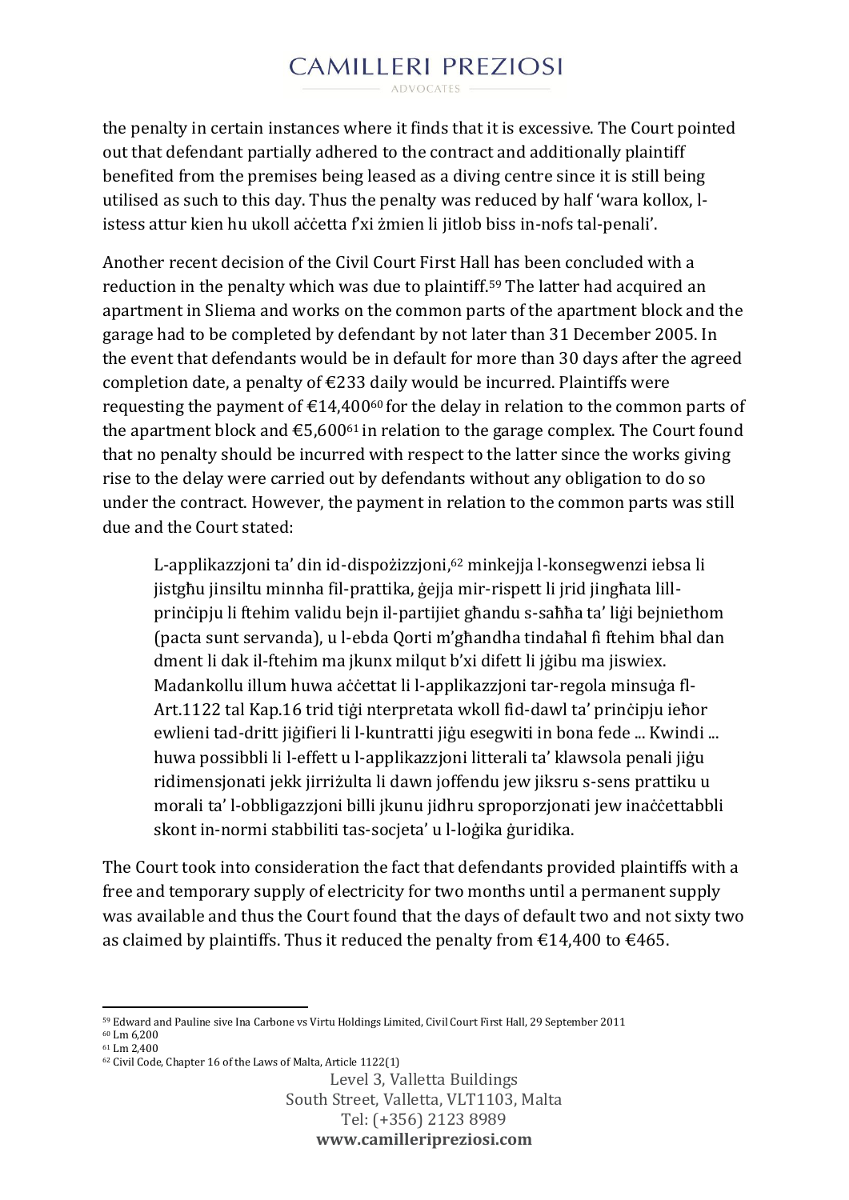the penalty in certain instances where it finds that it is excessive. The Court pointed out that defendant partially adhered to the contract and additionally plaintiff benefited from the premises being leased as a diving centre since it is still being utilised as such to this day. Thus the penalty was reduced by half 'wara kollox, l-istess attur kien hu ukoll aċċetta f'xi żmien li jitlob biss in-nofs tal-penali'.

Another recent decision of the Civil Court First Hall has been concluded with a reduction in the penalty which was due to plaintiff.[59] The latter had acquired an apartment in Sliema and works on the common parts of the apartment block and the garage had to be completed by defendant by not later than 31 December 2005. In the event that defendants would be in default for more than 30 days after the agreed completion date, a penalty of €233 daily would be incurred. Plaintiffs were requesting the payment of €14,400[60] for the delay in relation to the common parts of the apartment block and €5,600[61] in relation to the garage complex. The Court found that no penalty should be incurred with respect to the latter since the works giving rise to the delay were carried out by defendants without any obligation to do so under the contract. However, the payment in relation to the common parts was still due and the Court stated:

> L-applikazzjoni ta' din id-dispożizzjoni,[62] minkejja l-konsegwenzi iebsa li jistgħu jinsiltu minnha fil-prattika, ġejja mir-rispett li jrid jingħata lill-prinċipju li ftehim validu bejn il-partijiet għandu s-saħħa ta' liġi bejniethom (pacta sunt servanda), u l-ebda Qorti m'għandha tindaħal fi ftehim bħal dan dment li dak il-ftehim ma jkunx milqut b'xi difett li jġibu ma jiswiex. Madankollu illum huwa aċċettat li l-applikazzjoni tar-regola minsuġa fl-Art.1122 tal Kap.16 trid tiġi nterpretata wkoll fid-dawl ta' prinċipju ieħor ewlieni tad-dritt jiġifieri li l-kuntratti jiġu esegwiti in bona fede ... Kwindi ... huwa possibbli li l-effett u l-applikazzjoni litterali ta' klawsola penali jiġu ridimensjonati jekk jirriżulta li dawn joffendu jew jiksru s-sens prattiku u morali ta' l-obbligazzjoni billi jkunu jidhru sproporzjonati jew inaċċettabbli skont in-normi stabbiliti tas-socjeta' u l-loġika ġuridika.

The Court took into consideration the fact that defendants provided plaintiffs with a free and temporary supply of electricity for two months until a permanent supply was available and thus the Court found that the days of default two and not sixty two as claimed by plaintiffs. Thus it reduced the penalty from €14,400 to €465.

---

[59] Edward and Pauline sive Ina Carbone vs Virtu Holdings Limited, Civil Court First Hall, 29 September 2011

[60] Lm 6,200

[61] Lm 2,400

[62] Civil Code, Chapter 16 of the Laws of Malta, Article 1122(1)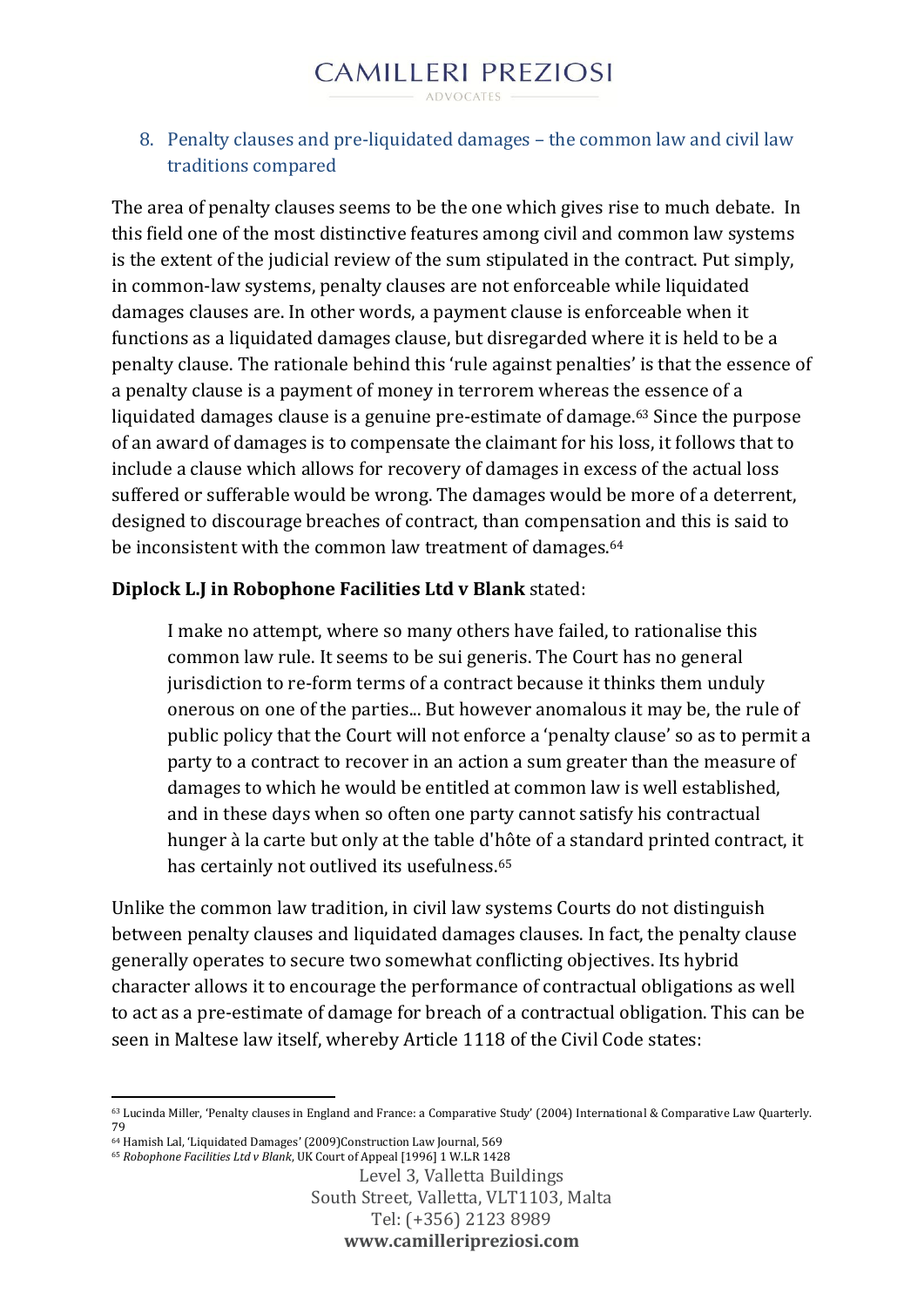## 8. Penalty clauses and pre-liquidated damages – the common law and civil law traditions compared

The area of penalty clauses seems to be the one which gives rise to much debate. In this field one of the most distinctive features among civil and common law systems is the extent of the judicial review of the sum stipulated in the contract. Put simply, in common-law systems, penalty clauses are not enforceable while liquidated damages clauses are. In other words, a payment clause is enforceable when it functions as a liquidated damages clause, but disregarded where it is held to be a penalty clause. The rationale behind this 'rule against penalties' is that the essence of a penalty clause is a payment of money in terrorem whereas the essence of a liquidated damages clause is a genuine pre-estimate of damage.[63] Since the purpose of an award of damages is to compensate the claimant for his loss, it follows that to include a clause which allows for recovery of damages in excess of the actual loss suffered or sufferable would be wrong. The damages would be more of a deterrent, designed to discourage breaches of contract, than compensation and this is said to be inconsistent with the common law treatment of damages.[64]

**Diplock L.J in Robophone Facilities Ltd v Blank** stated:

> I make no attempt, where so many others have failed, to rationalise this common law rule. It seems to be sui generis. The Court has no general jurisdiction to re-form terms of a contract because it thinks them unduly onerous on one of the parties... But however anomalous it may be, the rule of public policy that the Court will not enforce a 'penalty clause' so as to permit a party to a contract to recover in an action a sum greater than the measure of damages to which he would be entitled at common law is well established, and in these days when so often one party cannot satisfy his contractual hunger à la carte but only at the table d'hôte of a standard printed contract, it has certainly not outlived its usefulness.[65]

Unlike the common law tradition, in civil law systems Courts do not distinguish between penalty clauses and liquidated damages clauses. In fact, the penalty clause generally operates to secure two somewhat conflicting objectives. Its hybrid character allows it to encourage the performance of contractual obligations as well to act as a pre-estimate of damage for breach of a contractual obligation. This can be seen in Maltese law itself, whereby Article 1118 of the Civil Code states:

---

[63] Lucinda Miller, 'Penalty clauses in England and France: a Comparative Study' (2004) International & Comparative Law Quarterly. 79

[64] Hamish Lal, 'Liquidated Damages' (2009)Construction Law Journal, 569

[65] *Robophone Facilities Ltd v Blank*, UK Court of Appeal [1996] 1 W.L.R 1428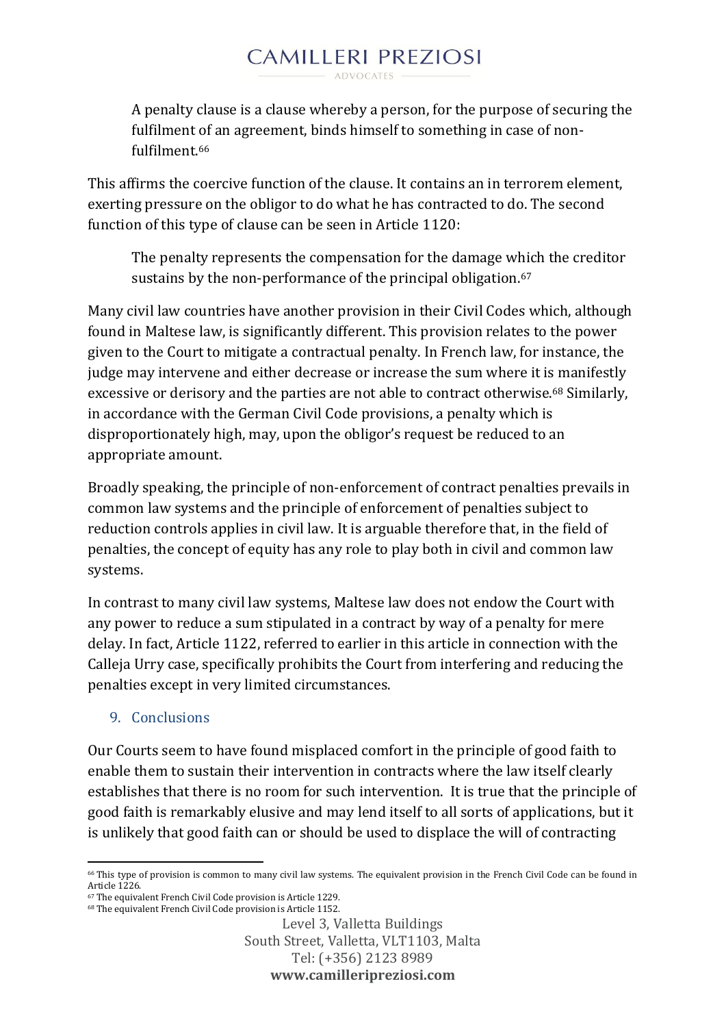> A penalty clause is a clause whereby a person, for the purpose of securing the fulfilment of an agreement, binds himself to something in case of non-fulfilment.[66]

This affirms the coercive function of the clause. It contains an in terrorem element, exerting pressure on the obligor to do what he has contracted to do. The second function of this type of clause can be seen in Article 1120:

> The penalty represents the compensation for the damage which the creditor sustains by the non-performance of the principal obligation.[67]

Many civil law countries have another provision in their Civil Codes which, although found in Maltese law, is significantly different. This provision relates to the power given to the Court to mitigate a contractual penalty. In French law, for instance, the judge may intervene and either decrease or increase the sum where it is manifestly excessive or derisory and the parties are not able to contract otherwise.[68] Similarly, in accordance with the German Civil Code provisions, a penalty which is disproportionately high, may, upon the obligor's request be reduced to an appropriate amount.

Broadly speaking, the principle of non-enforcement of contract penalties prevails in common law systems and the principle of enforcement of penalties subject to reduction controls applies in civil law. It is arguable therefore that, in the field of penalties, the concept of equity has any role to play both in civil and common law systems.

In contrast to many civil law systems, Maltese law does not endow the Court with any power to reduce a sum stipulated in a contract by way of a penalty for mere delay. In fact, Article 1122, referred to earlier in this article in connection with the Calleja Urry case, specifically prohibits the Court from interfering and reducing the penalties except in very limited circumstances.

## 9. Conclusions

Our Courts seem to have found misplaced comfort in the principle of good faith to enable them to sustain their intervention in contracts where the law itself clearly establishes that there is no room for such intervention. It is true that the principle of good faith is remarkably elusive and may lend itself to all sorts of applications, but it is unlikely that good faith can or should be used to displace the will of contracting

---

[66] This type of provision is common to many civil law systems. The equivalent provision in the French Civil Code can be found in Article 1226.

[67] The equivalent French Civil Code provision is Article 1229.

[68] The equivalent French Civil Code provision is Article 1152.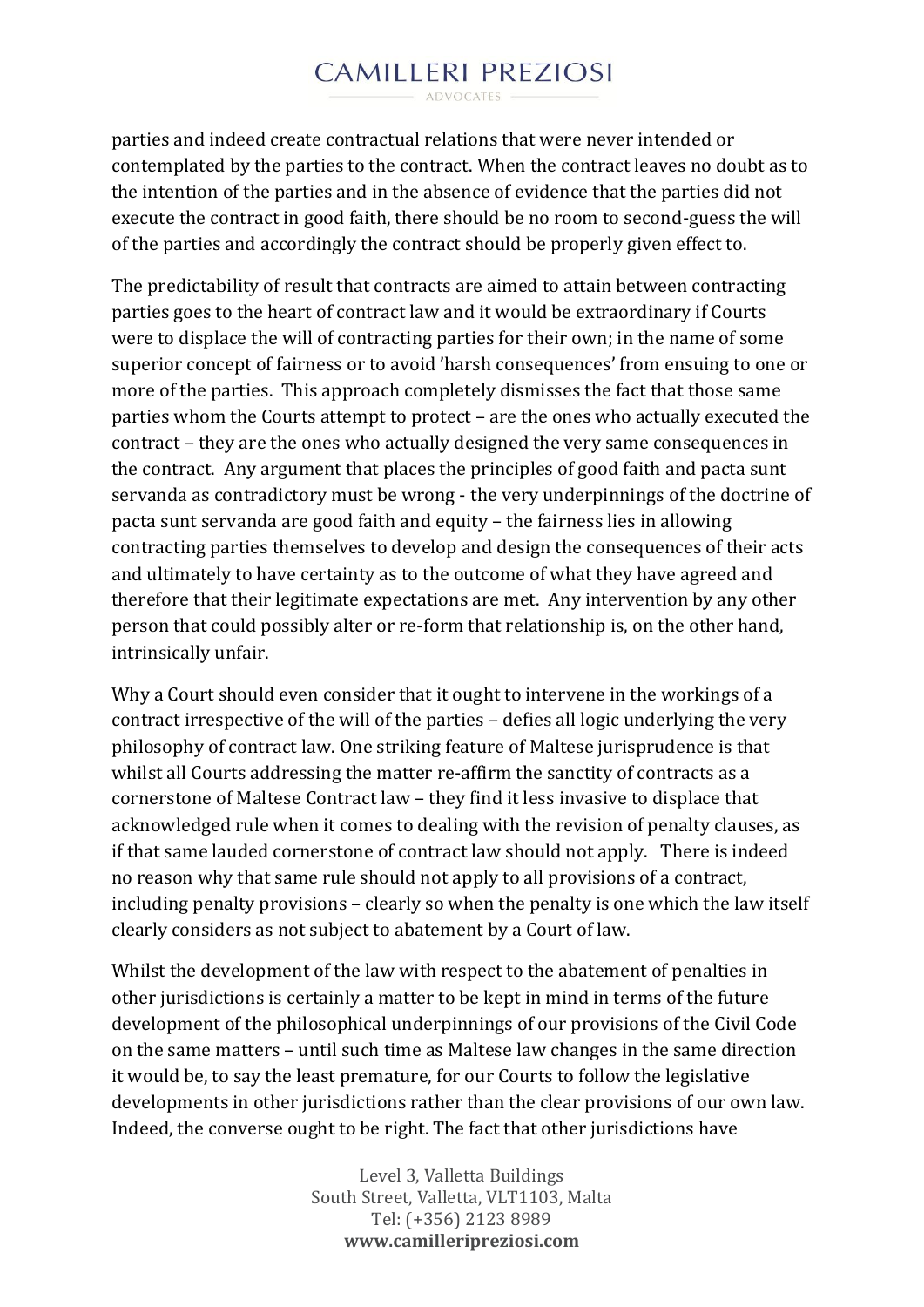parties and indeed create contractual relations that were never intended or contemplated by the parties to the contract. When the contract leaves no doubt as to the intention of the parties and in the absence of evidence that the parties did not execute the contract in good faith, there should be no room to second-guess the will of the parties and accordingly the contract should be properly given effect to.

The predictability of result that contracts are aimed to attain between contracting parties goes to the heart of contract law and it would be extraordinary if Courts were to displace the will of contracting parties for their own; in the name of some superior concept of fairness or to avoid 'harsh consequences' from ensuing to one or more of the parties. This approach completely dismisses the fact that those same parties whom the Courts attempt to protect – are the ones who actually executed the contract – they are the ones who actually designed the very same consequences in the contract. Any argument that places the principles of good faith and pacta sunt servanda as contradictory must be wrong - the very underpinnings of the doctrine of pacta sunt servanda are good faith and equity – the fairness lies in allowing contracting parties themselves to develop and design the consequences of their acts and ultimately to have certainty as to the outcome of what they have agreed and therefore that their legitimate expectations are met. Any intervention by any other person that could possibly alter or re-form that relationship is, on the other hand, intrinsically unfair.

Why a Court should even consider that it ought to intervene in the workings of a contract irrespective of the will of the parties – defies all logic underlying the very philosophy of contract law. One striking feature of Maltese jurisprudence is that whilst all Courts addressing the matter re-affirm the sanctity of contracts as a cornerstone of Maltese Contract law – they find it less invasive to displace that acknowledged rule when it comes to dealing with the revision of penalty clauses, as if that same lauded cornerstone of contract law should not apply. There is indeed no reason why that same rule should not apply to all provisions of a contract, including penalty provisions – clearly so when the penalty is one which the law itself clearly considers as not subject to abatement by a Court of law.

Whilst the development of the law with respect to the abatement of penalties in other jurisdictions is certainly a matter to be kept in mind in terms of the future development of the philosophical underpinnings of our provisions of the Civil Code on the same matters – until such time as Maltese law changes in the same direction it would be, to say the least premature, for our Courts to follow the legislative developments in other jurisdictions rather than the clear provisions of our own law. Indeed, the converse ought to be right. The fact that other jurisdictions have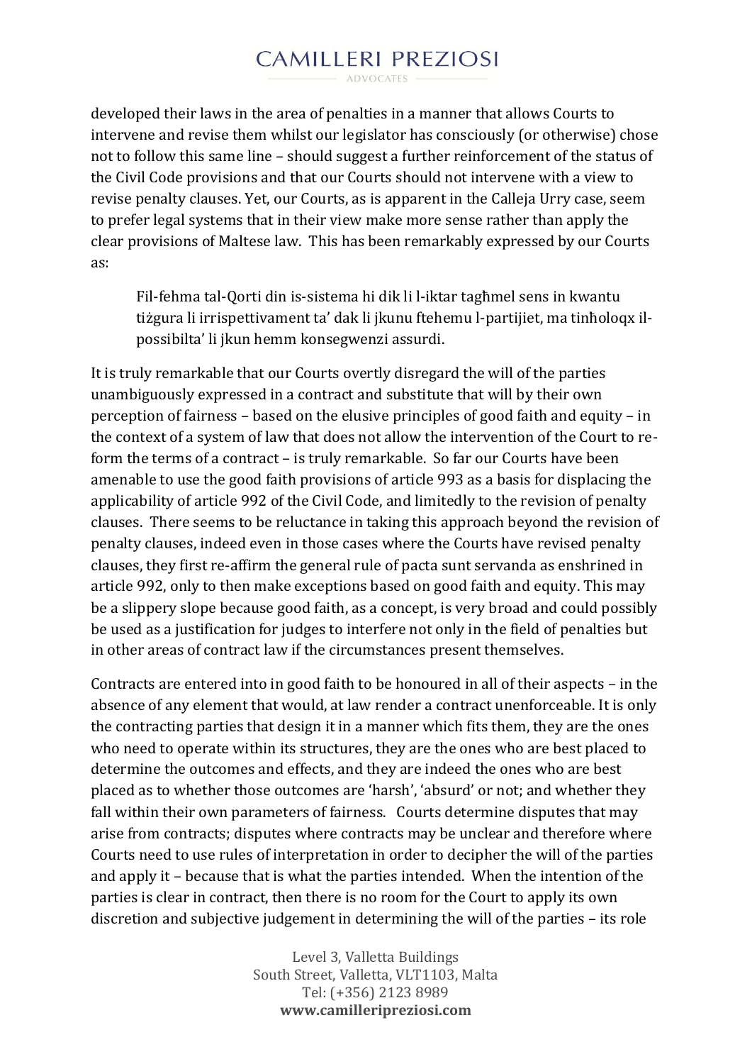developed their laws in the area of penalties in a manner that allows Courts to intervene and revise them whilst our legislator has consciously (or otherwise) chose not to follow this same line – should suggest a further reinforcement of the status of the Civil Code provisions and that our Courts should not intervene with a view to revise penalty clauses. Yet, our Courts, as is apparent in the Calleja Urry case, seem to prefer legal systems that in their view make more sense rather than apply the clear provisions of Maltese law. This has been remarkably expressed by our Courts as:

> Fil-fehma tal-Qorti din is-sistema hi dik li l-iktar tagħmel sens in kwantu tiżgura li irrispettivament ta' dak li jkunu ftehemu l-partijiet, ma tinħoloqx il-possibilta' li jkun hemm konsegwenzi assurdi.

It is truly remarkable that our Courts overtly disregard the will of the parties unambiguously expressed in a contract and substitute that will by their own perception of fairness – based on the elusive principles of good faith and equity – in the context of a system of law that does not allow the intervention of the Court to re-form the terms of a contract – is truly remarkable. So far our Courts have been amenable to use the good faith provisions of article 993 as a basis for displacing the applicability of article 992 of the Civil Code, and limitedly to the revision of penalty clauses. There seems to be reluctance in taking this approach beyond the revision of penalty clauses, indeed even in those cases where the Courts have revised penalty clauses, they first re-affirm the general rule of pacta sunt servanda as enshrined in article 992, only to then make exceptions based on good faith and equity. This may be a slippery slope because good faith, as a concept, is very broad and could possibly be used as a justification for judges to interfere not only in the field of penalties but in other areas of contract law if the circumstances present themselves.

Contracts are entered into in good faith to be honoured in all of their aspects – in the absence of any element that would, at law render a contract unenforceable. It is only the contracting parties that design it in a manner which fits them, they are the ones who need to operate within its structures, they are the ones who are best placed to determine the outcomes and effects, and they are indeed the ones who are best placed as to whether those outcomes are 'harsh', 'absurd' or not; and whether they fall within their own parameters of fairness. Courts determine disputes that may arise from contracts; disputes where contracts may be unclear and therefore where Courts need to use rules of interpretation in order to decipher the will of the parties and apply it – because that is what the parties intended. When the intention of the parties is clear in contract, then there is no room for the Court to apply its own discretion and subjective judgement in determining the will of the parties – its role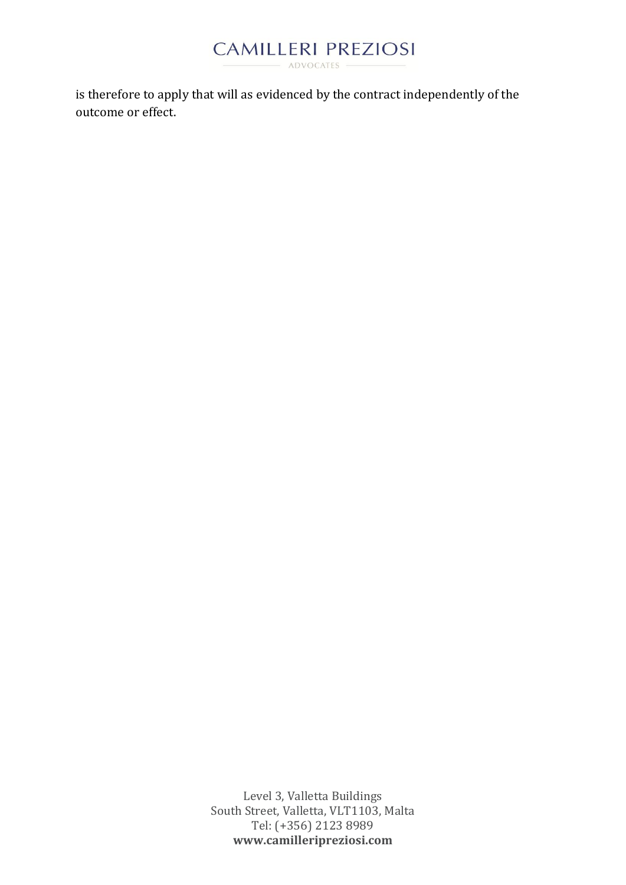is therefore to apply that will as evidenced by the contract independently of the outcome or effect.